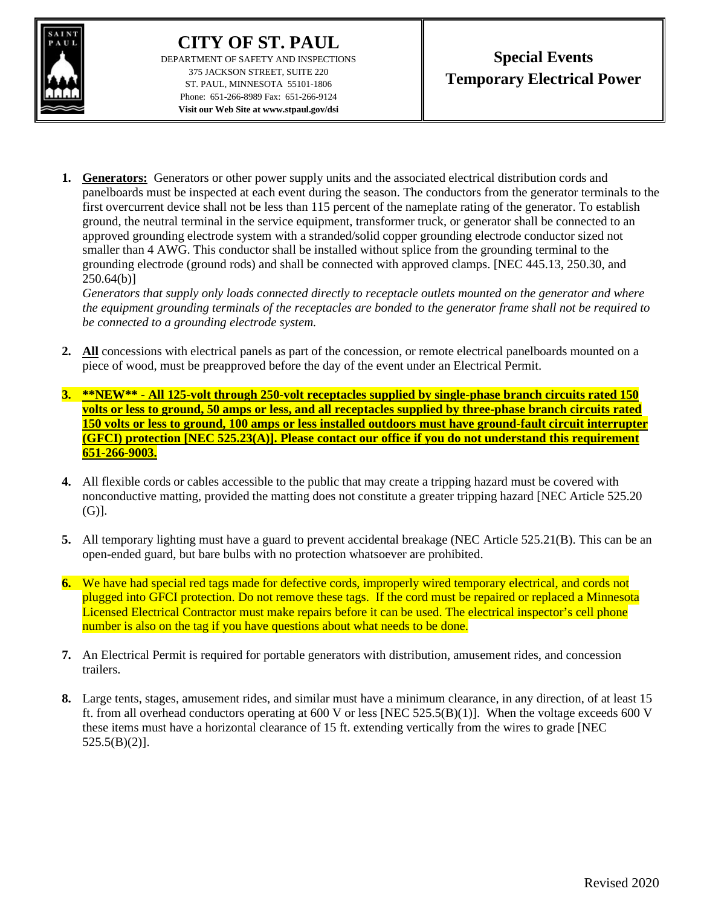# CITY OF ST. PAUL

DEPARTMENT OF SAFETY AND INSPECTIONS
375 JACKSON STREET, SUITE 220
ST. PAUL, MINNESOTA 55101-1806
Phone: 651-266-8989 Fax: 651-266-9124
**Visit our Web Site at www.stpaul.gov/dsi**

## Special Events Temporary Electrical Power

1. **Generators:** Generators or other power supply units and the associated electrical distribution cords and panelboards must be inspected at each event during the season. The conductors from the generator terminals to the first overcurrent device shall not be less than 115 percent of the nameplate rating of the generator. To establish ground, the neutral terminal in the service equipment, transformer truck, or generator shall be connected to an approved grounding electrode system with a stranded/solid copper grounding electrode conductor sized not smaller than 4 AWG. This conductor shall be installed without splice from the grounding terminal to the grounding electrode (ground rods) and shall be connected with approved clamps. [NEC 445.13, 250.30, and 250.64(b)]
*Generators that supply only loads connected directly to receptacle outlets mounted on the generator and where the equipment grounding terminals of the receptacles are bonded to the generator frame shall not be required to be connected to a grounding electrode system.*

2. **All** concessions with electrical panels as part of the concession, or remote electrical panelboards mounted on a piece of wood, must be preapproved before the day of the event under an Electrical Permit.

3. **\*\*NEW\*\* - All 125-volt through 250-volt receptacles supplied by single-phase branch circuits rated 150 volts or less to ground, 50 amps or less, and all receptacles supplied by three-phase branch circuits rated 150 volts or less to ground, 100 amps or less installed outdoors must have ground-fault circuit interrupter (GFCI) protection [NEC 525.23(A)]. Please contact our office if you do not understand this requirement 651-266-9003.**

4. All flexible cords or cables accessible to the public that may create a tripping hazard must be covered with nonconductive matting, provided the matting does not constitute a greater tripping hazard [NEC Article 525.20 (G)].

5. All temporary lighting must have a guard to prevent accidental breakage (NEC Article 525.21(B). This can be an open-ended guard, but bare bulbs with no protection whatsoever are prohibited.

6. We have had special red tags made for defective cords, improperly wired temporary electrical, and cords not plugged into GFCI protection. Do not remove these tags. If the cord must be repaired or replaced a Minnesota Licensed Electrical Contractor must make repairs before it can be used. The electrical inspector's cell phone number is also on the tag if you have questions about what needs to be done.

7. An Electrical Permit is required for portable generators with distribution, amusement rides, and concession trailers.

8. Large tents, stages, amusement rides, and similar must have a minimum clearance, in any direction, of at least 15 ft. from all overhead conductors operating at 600 V or less [NEC 525.5(B)(1)]. When the voltage exceeds 600 V these items must have a horizontal clearance of 15 ft. extending vertically from the wires to grade [NEC 525.5(B)(2)].

Revised 2020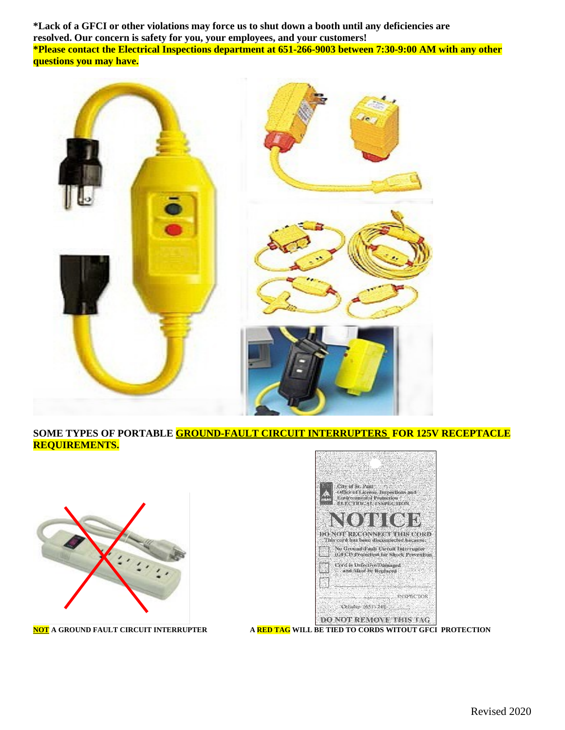**\*Lack of a GFCI or other violations may force us to shut down a booth until any deficiencies are resolved. Our concern is safety for you, your employees, and your customers!**

**\*Please contact the Electrical Inspections department at 651-266-9003 between 7:30-9:00 AM with any other questions you may have.**

**SOME TYPES OF PORTABLE GROUND-FAULT CIRCUIT INTERRUPTERS FOR 125V RECEPTACLE REQUIREMENTS.**

**NOT A GROUND FAULT CIRCUIT INTERRUPTER**

**A RED TAG WILL BE TIED TO CORDS WITOUT GFCI PROTECTION**

Revised 2020